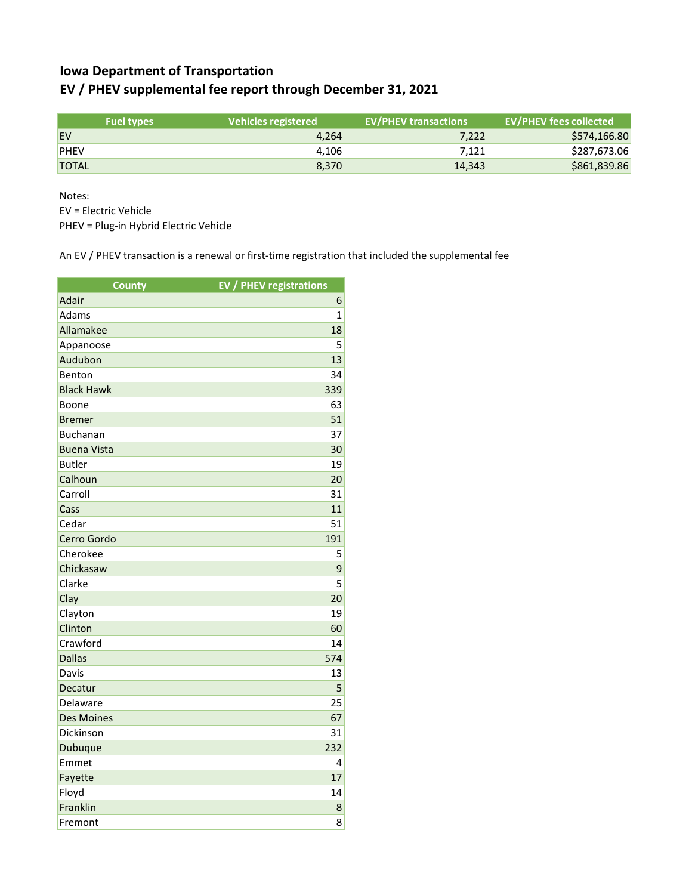# Iowa Department of Transportation
## EV / PHEV supplemental fee report through December 31, 2021

| Fuel types | Vehicles registered | EV/PHEV transactions | EV/PHEV fees collected |
|---|---|---|---|
| EV | 4,264 | 7,222 | $574,166.80 |
| PHEV | 4,106 | 7,121 | $287,673.06 |
| TOTAL | 8,370 | 14,343 | $861,839.86 |

Notes:
EV = Electric Vehicle
PHEV = Plug-in Hybrid Electric Vehicle

An EV / PHEV transaction is a renewal or first-time registration that included the supplemental fee

| County | EV / PHEV registrations |
|---|---|
| Adair | 6 |
| Adams | 1 |
| Allamakee | 18 |
| Appanoose | 5 |
| Audubon | 13 |
| Benton | 34 |
| Black Hawk | 339 |
| Boone | 63 |
| Bremer | 51 |
| Buchanan | 37 |
| Buena Vista | 30 |
| Butler | 19 |
| Calhoun | 20 |
| Carroll | 31 |
| Cass | 11 |
| Cedar | 51 |
| Cerro Gordo | 191 |
| Cherokee | 5 |
| Chickasaw | 9 |
| Clarke | 5 |
| Clay | 20 |
| Clayton | 19 |
| Clinton | 60 |
| Crawford | 14 |
| Dallas | 574 |
| Davis | 13 |
| Decatur | 5 |
| Delaware | 25 |
| Des Moines | 67 |
| Dickinson | 31 |
| Dubuque | 232 |
| Emmet | 4 |
| Fayette | 17 |
| Floyd | 14 |
| Franklin | 8 |
| Fremont | 8 |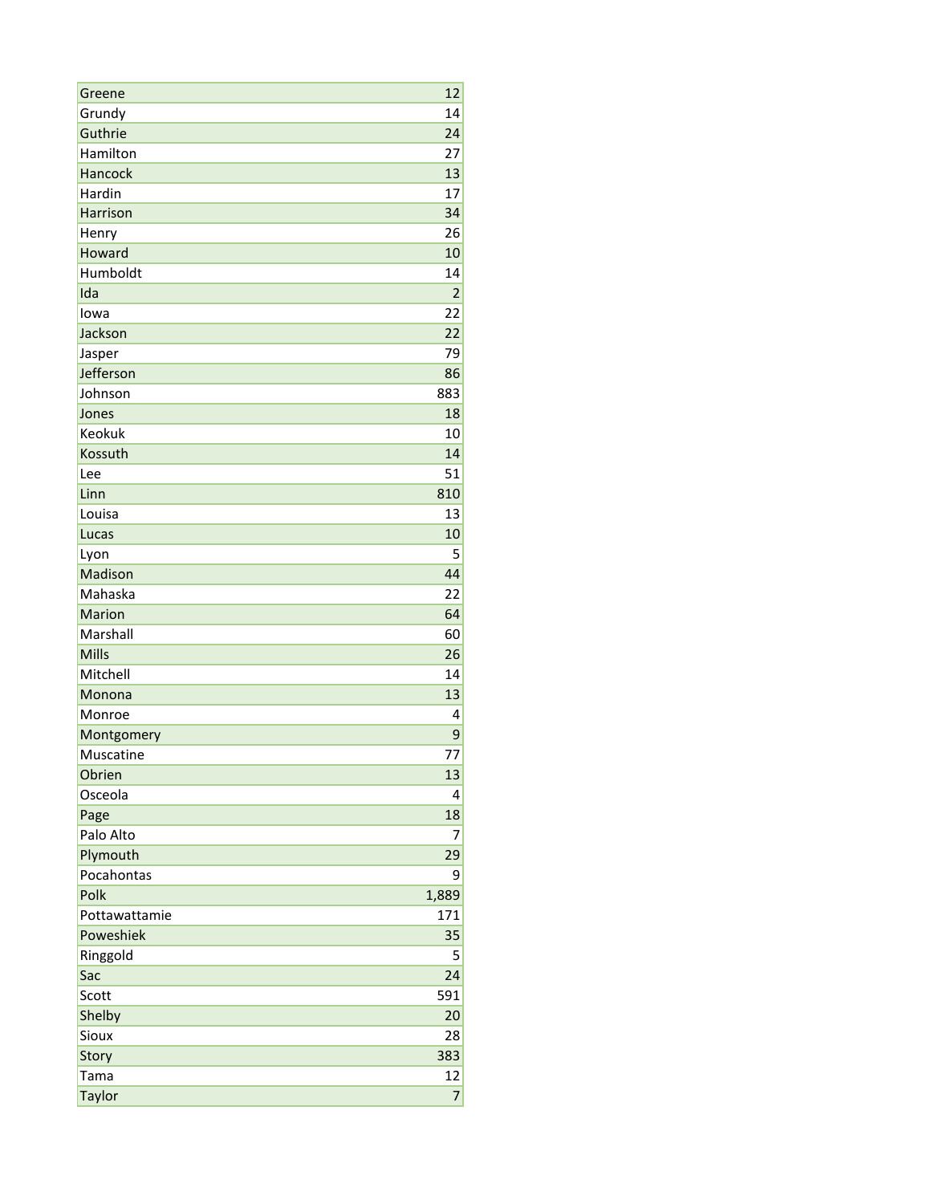| | |
|---|---|
| Greene | 12 |
| Grundy | 14 |
| Guthrie | 24 |
| Hamilton | 27 |
| Hancock | 13 |
| Hardin | 17 |
| Harrison | 34 |
| Henry | 26 |
| Howard | 10 |
| Humboldt | 14 |
| Ida | 2 |
| Iowa | 22 |
| Jackson | 22 |
| Jasper | 79 |
| Jefferson | 86 |
| Johnson | 883 |
| Jones | 18 |
| Keokuk | 10 |
| Kossuth | 14 |
| Lee | 51 |
| Linn | 810 |
| Louisa | 13 |
| Lucas | 10 |
| Lyon | 5 |
| Madison | 44 |
| Mahaska | 22 |
| Marion | 64 |
| Marshall | 60 |
| Mills | 26 |
| Mitchell | 14 |
| Monona | 13 |
| Monroe | 4 |
| Montgomery | 9 |
| Muscatine | 77 |
| Obrien | 13 |
| Osceola | 4 |
| Page | 18 |
| Palo Alto | 7 |
| Plymouth | 29 |
| Pocahontas | 9 |
| Polk | 1,889 |
| Pottawattamie | 171 |
| Poweshiek | 35 |
| Ringgold | 5 |
| Sac | 24 |
| Scott | 591 |
| Shelby | 20 |
| Sioux | 28 |
| Story | 383 |
| Tama | 12 |
| Taylor | 7 |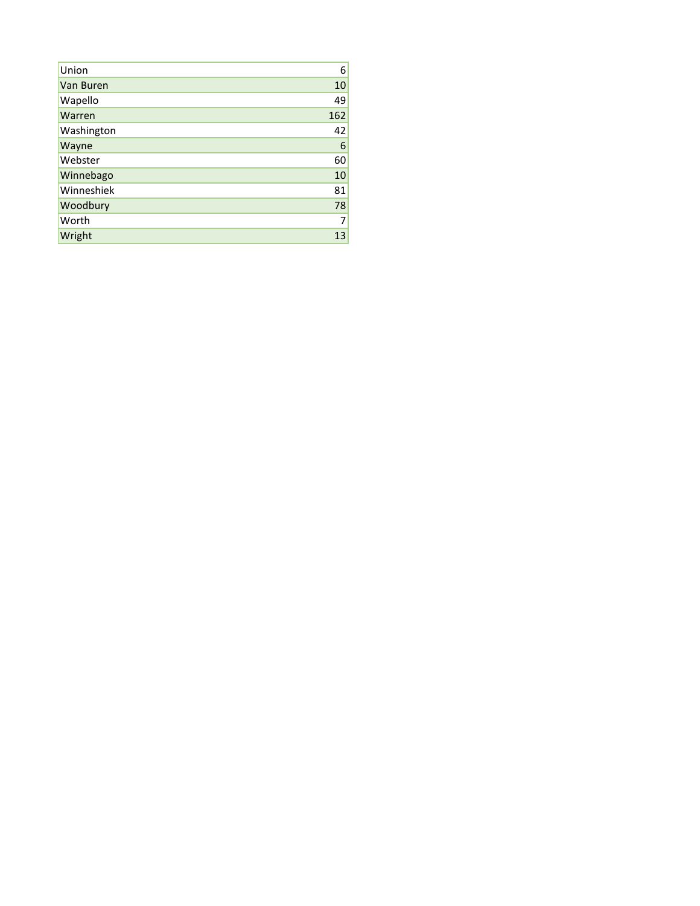| | |
|---|---|
| Union | 6 |
| Van Buren | 10 |
| Wapello | 49 |
| Warren | 162 |
| Washington | 42 |
| Wayne | 6 |
| Webster | 60 |
| Winnebago | 10 |
| Winneshiek | 81 |
| Woodbury | 78 |
| Worth | 7 |
| Wright | 13 |